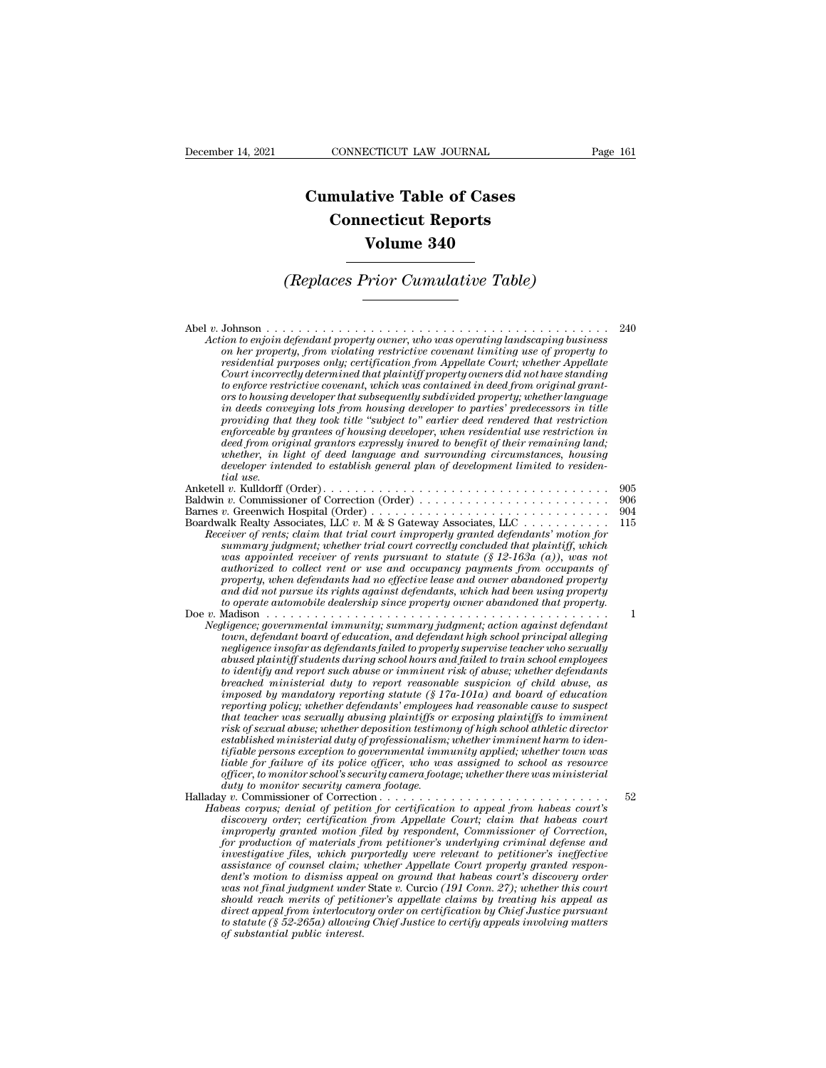# Cumulative Table of Cases
# Connecticut Reports
# Volume 340

## *(Replaces Prior Cumulative Table)*

Abel *v.* Johnson . . . . . . . . . . . . . . . . . . . . . . . . . . . . . . . . . . . . . . . . . . 240

*Action to enjoin defendant property owner, who was operating landscaping business on her property, from violating restrictive covenant limiting use of property to residential purposes only; certification from Appellate Court; whether Appellate Court incorrectly determined that plaintiff property owners did not have standing to enforce restrictive covenant, which was contained in deed from original grantors to housing developer that subsequently subdivided property; whether language in deeds conveying lots from housing developer to parties' predecessors in title providing that they took title "subject to" earlier deed rendered that restriction enforceable by grantees of housing developer, when residential use restriction in deed from original grantors expressly inured to benefit of their remaining land; whether, in light of deed language and surrounding circumstances, housing developer intended to establish general plan of development limited to residential use.*

Anketell *v.* Kulldorff (Order). . . . . . . . . . . . . . . . . . . . . . . . . . . . . . . . . . 905

Baldwin *v.* Commissioner of Correction (Order) . . . . . . . . . . . . . . . . . . . . . . . . 906

Barnes *v.* Greenwich Hospital (Order) . . . . . . . . . . . . . . . . . . . . . . . . . . . . 904

Boardwalk Realty Associates, LLC *v.* M & S Gateway Associates, LLC . . . . . . . . . . . 115

*Receiver of rents; claim that trial court improperly granted defendants' motion for summary judgment; whether trial court correctly concluded that plaintiff, which was appointed receiver of rents pursuant to statute (§ 12-163a (a)), was not authorized to collect rent or use and occupancy payments from occupants of property, when defendants had no effective lease and owner abandoned property and did not pursue its rights against defendants, which had been using property to operate automobile dealership since property owner abandoned that property.*

Doe *v.* Madison . . . . . . . . . . . . . . . . . . . . . . . . . . . . . . . . . . . . . . . . . . 1

*Negligence; governmental immunity; summary judgment; action against defendant town, defendant board of education, and defendant high school principal alleging negligence insofar as defendants failed to properly supervise teacher who sexually abused plaintiff students during school hours and failed to train school employees to identify and report such abuse or imminent risk of abuse; whether defendants breached ministerial duty to report reasonable suspicion of child abuse, as imposed by mandatory reporting statute (§ 17a-101a) and board of education reporting policy; whether defendants' employees had reasonable cause to suspect that teacher was sexually abusing plaintiffs or exposing plaintiffs to imminent risk of sexual abuse; whether deposition testimony of high school athletic director established ministerial duty of professionalism; whether imminent harm to identifiable persons exception to governmental immunity applied; whether town was liable for failure of its police officer, who was assigned to school as resource officer, to monitor school's security camera footage; whether there was ministerial duty to monitor security camera footage.*

Halladay *v.* Commissioner of Correction . . . . . . . . . . . . . . . . . . . . . . . . . . . 52

*Habeas corpus; denial of petition for certification to appeal from habeas court's discovery order; certification from Appellate Court; claim that habeas court improperly granted motion filed by respondent, Commissioner of Correction, for production of materials from petitioner's underlying criminal defense and investigative files, which purportedly were relevant to petitioner's ineffective assistance of counsel claim; whether Appellate Court properly granted respondent's motion to dismiss appeal on ground that habeas court's discovery order was not final judgment under* State v. Curcio *(191 Conn. 27); whether this court should reach merits of petitioner's appellate claims by treating his appeal as direct appeal from interlocutory order on certification by Chief Justice pursuant to statute (§ 52-265a) allowing Chief Justice to certify appeals involving matters of substantial public interest.*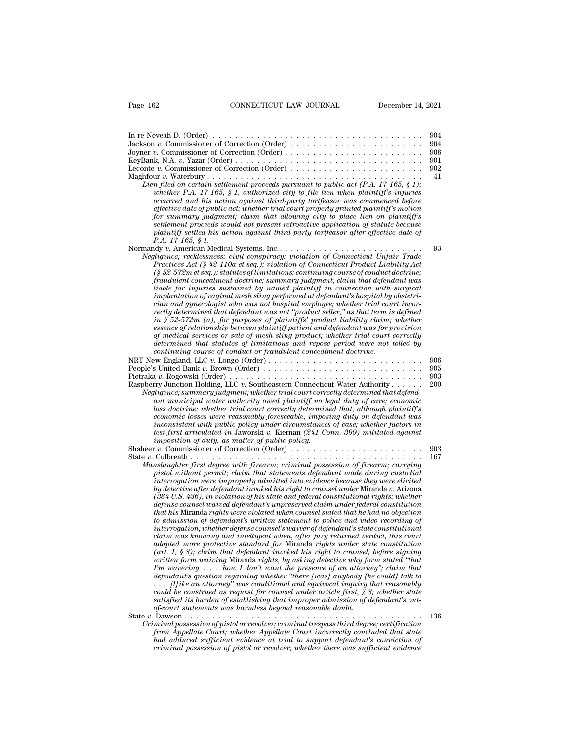In re Neveah D. (Order) . . . . . . . . . . . . . . . . . . . . . . . . . . . . . . . . . . . . . 904
Jackson *v.* Commissioner of Correction (Order) . . . . . . . . . . . . . . . . . . . . . . . . 904
Joyner *v.* Commissioner of Correction (Order) . . . . . . . . . . . . . . . . . . . . . . . . . 906
KeyBank, N.A. *v.* Yazar (Order) . . . . . . . . . . . . . . . . . . . . . . . . . . . . . . . . 901
Leconte *v.* Commissioner of Correction (Order) . . . . . . . . . . . . . . . . . . . . . . . . 902
Maghfour *v.* Waterbury . . . . . . . . . . . . . . . . . . . . . . . . . . . . . . . . . . . . . . 41

*Lien filed on certain settlement proceeds pursuant to public act (P.A. 17-165, § 1); whether P.A. 17-165, § 1, authorized city to file lien when plaintiff's injuries occurred and his action against third-party tortfeasor was commenced before effective date of public act; whether trial court properly granted plaintiff's motion for summary judgment; claim that allowing city to place lien on plaintiff's settlement proceeds would not present retroactive application of statute because plaintiff settled his action against third-party tortfeasor after effective date of P.A. 17-165, § 1.*

Normandy *v.* American Medical Systems, Inc.. . . . . . . . . . . . . . . . . . . . . . . . . . 93

*Negligence; recklessness; civil conspiracy; violation of Connecticut Unfair Trade Practices Act (§ 42-110a et seq.); violation of Connecticut Product Liability Act (§ 52-572m et seq.); statutes of limitations; continuing course of conduct doctrine; fraudulent concealment doctrine; summary judgment; claim that defendant was liable for injuries sustained by named plaintiff in connection with surgical implantation of vaginal mesh sling performed at defendant's hospital by obstetrician and gynecologist who was not hospital employee; whether trial court incorrectly determined that defendant was not "product seller," as that term is defined in § 52-572m (a), for purposes of plaintiffs' product liability claim; whether essence of relationship between plaintiff patient and defendant was for provision of medical services or sale of mesh sling product; whether trial court correctly determined that statutes of limitations and repose period were not tolled by continuing course of conduct or fraudulent concealment doctrine.*

NRT New England, LLC *v.* Longo (Order) . . . . . . . . . . . . . . . . . . . . . . . . . . . 906
People's United Bank *v.* Brown (Order) . . . . . . . . . . . . . . . . . . . . . . . . . . . . 905
Pietraka *v.* Rogowski (Order) . . . . . . . . . . . . . . . . . . . . . . . . . . . . . . . . . . 903
Raspberry Junction Holding, LLC *v.* Southeastern Connecticut Water Authority . . . . . . 200

*Negligence; summary judgment; whether trial court correctly determined that defendant municipal water authority owed plaintiff no legal duty of care; economic loss doctrine; whether trial court correctly determined that, although plaintiff's economic losses were reasonably foreseeable, imposing duty on defendant was inconsistent with public policy under circumstances of case; whether factors in test first articulated in* Jaworski v. Kiernan *(241 Conn. 399) militated against imposition of duty, as matter of public policy.*

Shaheer *v.* Commissioner of Correction (Order) . . . . . . . . . . . . . . . . . . . . . . . . 903
State *v.* Culbreath . . . . . . . . . . . . . . . . . . . . . . . . . . . . . . . . . . . . . . . . 167

*Manslaughter first degree with firearm; criminal possession of firearm; carrying pistol without permit; claim that statements defendant made during custodial interrogation were improperly admitted into evidence because they were elicited by detective after defendant invoked his right to counsel under* Miranda v. Arizona *(384 U.S. 436), in violation of his state and federal constitutional rights; whether defense counsel waived defendant's unpreserved claim under federal constitution that his* Miranda *rights were violated when counsel stated that he had no objection to admission of defendant's written statement to police and video recording of interrogation; whether defense counsel's waiver of defendant's state constitutional claim was knowing and intelligent when, after jury returned verdict, this court adopted more protective standard for* Miranda *rights under state constitution (art. I, § 8); claim that defendant invoked his right to counsel, before signing written form waiving* Miranda *rights, by asking detective why form stated "that I'm wavering . . . how I don't want the presence of an attorney"; claim that defendant's question regarding whether "there [was] anybody [he could] talk to . . . [l]ike an attorney" was conditional and equivocal inquiry that reasonably could be construed as request for counsel under article first, § 8; whether state satisfied its burden of establishing that improper admission of defendant's out-of-court statements was harmless beyond reasonable doubt.*

State *v.* Dawson . . . . . . . . . . . . . . . . . . . . . . . . . . . . . . . . . . . . . . . . . 136

*Criminal possession of pistol or revolver; criminal trespass third degree; certification from Appellate Court; whether Appellate Court incorrectly concluded that state had adduced sufficient evidence at trial to support defendant's conviction of criminal possession of pistol or revolver; whether there was sufficient evidence*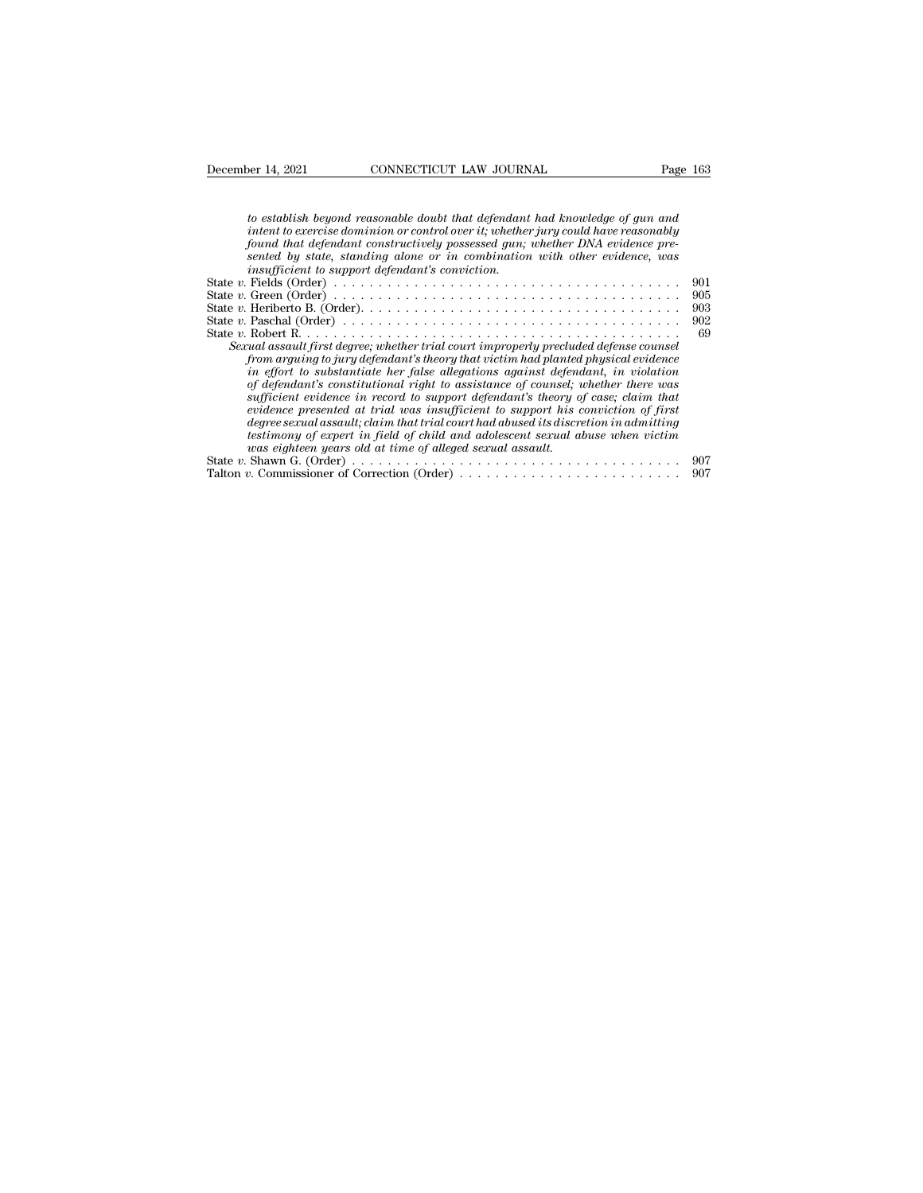*to establish beyond reasonable doubt that defendant had knowledge of gun and intent to exercise dominion or control over it; whether jury could have reasonably found that defendant constructively possessed gun; whether DNA evidence presented by state, standing alone or in combination with other evidence, was insufficient to support defendant's conviction.*

State *v.* Fields (Order) . . . . . . . . . . . . . . . . . . . . . . . . . . . . . . . . . . . . . . 901

State *v.* Green (Order) . . . . . . . . . . . . . . . . . . . . . . . . . . . . . . . . . . . . . . 905

State *v.* Heriberto B. (Order). . . . . . . . . . . . . . . . . . . . . . . . . . . . . . . . . . . . 903

State *v.* Paschal (Order) . . . . . . . . . . . . . . . . . . . . . . . . . . . . . . . . . . . . . . 902

State *v.* Robert R. . . . . . . . . . . . . . . . . . . . . . . . . . . . . . . . . . . . . . . . . . 69

*Sexual assault first degree; whether trial court improperly precluded defense counsel from arguing to jury defendant's theory that victim had planted physical evidence in effort to substantiate her false allegations against defendant, in violation of defendant's constitutional right to assistance of counsel; whether there was sufficient evidence in record to support defendant's theory of case; claim that evidence presented at trial was insufficient to support his conviction of first degree sexual assault; claim that trial court had abused its discretion in admitting testimony of expert in field of child and adolescent sexual abuse when victim was eighteen years old at time of alleged sexual assault.*

State *v.* Shawn G. (Order) . . . . . . . . . . . . . . . . . . . . . . . . . . . . . . . . . . . . . 907

Talton *v.* Commissioner of Correction (Order) . . . . . . . . . . . . . . . . . . . . . . . . . 907